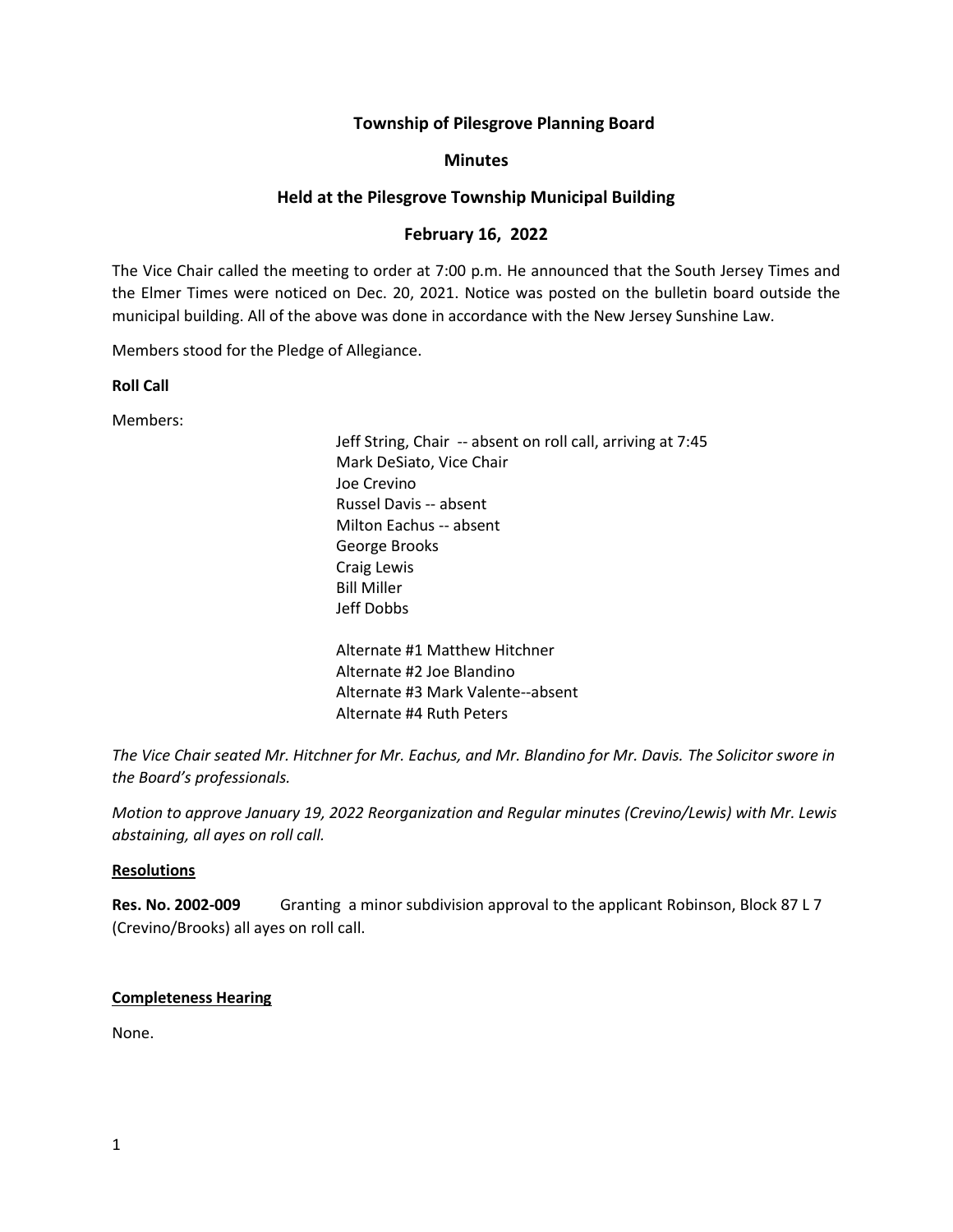# Township of Pilesgrove Planning Board

## Minutes

## Held at the Pilesgrove Township Municipal Building

## February 16, 2022

The Vice Chair called the meeting to order at 7:00 p.m. He announced that the South Jersey Times and the Elmer Times were noticed on Dec. 20, 2021. Notice was posted on the bulletin board outside the municipal building. All of the above was done in accordance with the New Jersey Sunshine Law.

Members stood for the Pledge of Allegiance.

**Roll Call**

Members:

Jeff String, Chair -- absent on roll call, arriving at 7:45
Mark DeSiato, Vice Chair
Joe Crevino
Russel Davis -- absent
Milton Eachus -- absent
George Brooks
Craig Lewis
Bill Miller
Jeff Dobbs

Alternate #1 Matthew Hitchner
Alternate #2 Joe Blandino
Alternate #3 Mark Valente--absent
Alternate #4 Ruth Peters

*The Vice Chair seated Mr. Hitchner for Mr. Eachus, and Mr. Blandino for Mr. Davis. The Solicitor swore in the Board's professionals.*

*Motion to approve January 19, 2022 Reorganization and Regular minutes (Crevino/Lewis) with Mr. Lewis abstaining, all ayes on roll call.*

**Resolutions**

**Res. No. 2002-009** Granting a minor subdivision approval to the applicant Robinson, Block 87 L 7 (Crevino/Brooks) all ayes on roll call.

**Completeness Hearing**

None.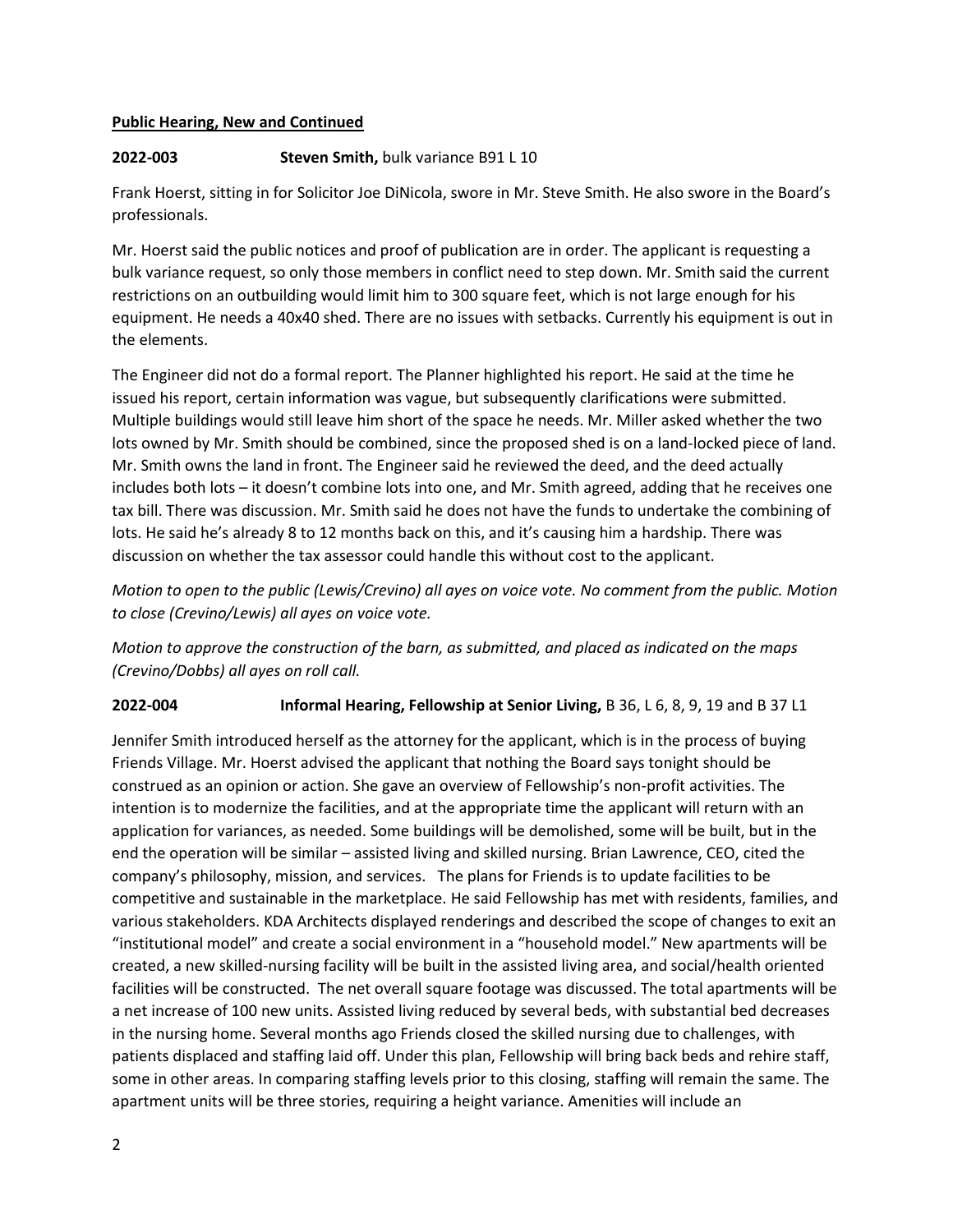**Public Hearing, New and Continued**

**2022-003 Steven Smith,** bulk variance B91 L 10

Frank Hoerst, sitting in for Solicitor Joe DiNicola, swore in Mr. Steve Smith. He also swore in the Board's professionals.

Mr. Hoerst said the public notices and proof of publication are in order. The applicant is requesting a bulk variance request, so only those members in conflict need to step down. Mr. Smith said the current restrictions on an outbuilding would limit him to 300 square feet, which is not large enough for his equipment. He needs a 40x40 shed. There are no issues with setbacks. Currently his equipment is out in the elements.

The Engineer did not do a formal report. The Planner highlighted his report. He said at the time he issued his report, certain information was vague, but subsequently clarifications were submitted. Multiple buildings would still leave him short of the space he needs. Mr. Miller asked whether the two lots owned by Mr. Smith should be combined, since the proposed shed is on a land-locked piece of land. Mr. Smith owns the land in front. The Engineer said he reviewed the deed, and the deed actually includes both lots – it doesn't combine lots into one, and Mr. Smith agreed, adding that he receives one tax bill. There was discussion. Mr. Smith said he does not have the funds to undertake the combining of lots. He said he's already 8 to 12 months back on this, and it's causing him a hardship. There was discussion on whether the tax assessor could handle this without cost to the applicant.

*Motion to open to the public (Lewis/Crevino) all ayes on voice vote. No comment from the public. Motion to close (Crevino/Lewis) all ayes on voice vote.*

*Motion to approve the construction of the barn, as submitted, and placed as indicated on the maps (Crevino/Dobbs) all ayes on roll call.*

**2022-004 Informal Hearing, Fellowship at Senior Living,** B 36, L 6, 8, 9, 19 and B 37 L1

Jennifer Smith introduced herself as the attorney for the applicant, which is in the process of buying Friends Village. Mr. Hoerst advised the applicant that nothing the Board says tonight should be construed as an opinion or action. She gave an overview of Fellowship's non-profit activities. The intention is to modernize the facilities, and at the appropriate time the applicant will return with an application for variances, as needed. Some buildings will be demolished, some will be built, but in the end the operation will be similar – assisted living and skilled nursing. Brian Lawrence, CEO, cited the company's philosophy, mission, and services. The plans for Friends is to update facilities to be competitive and sustainable in the marketplace. He said Fellowship has met with residents, families, and various stakeholders. KDA Architects displayed renderings and described the scope of changes to exit an "institutional model" and create a social environment in a "household model." New apartments will be created, a new skilled-nursing facility will be built in the assisted living area, and social/health oriented facilities will be constructed. The net overall square footage was discussed. The total apartments will be a net increase of 100 new units. Assisted living reduced by several beds, with substantial bed decreases in the nursing home. Several months ago Friends closed the skilled nursing due to challenges, with patients displaced and staffing laid off. Under this plan, Fellowship will bring back beds and rehire staff, some in other areas. In comparing staffing levels prior to this closing, staffing will remain the same. The apartment units will be three stories, requiring a height variance. Amenities will include an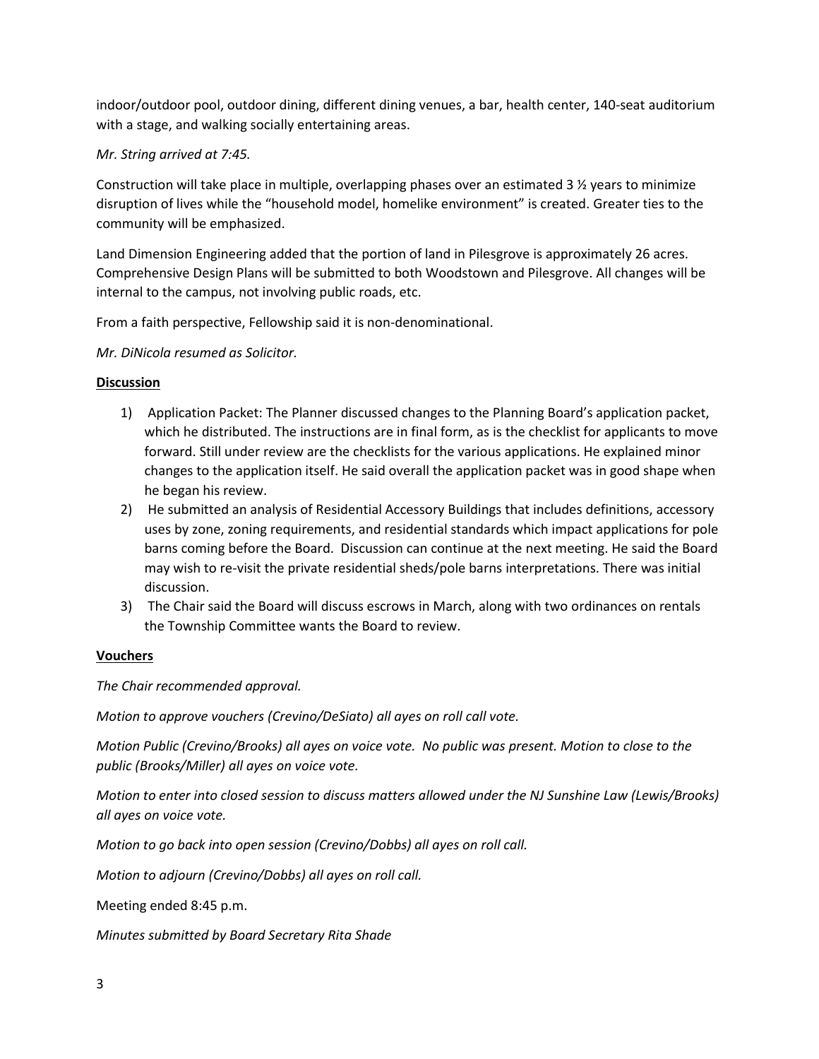indoor/outdoor pool, outdoor dining, different dining venues, a bar, health center, 140-seat auditorium with a stage, and walking socially entertaining areas.

*Mr. String arrived at 7:45.*

Construction will take place in multiple, overlapping phases over an estimated 3 ½ years to minimize disruption of lives while the "household model, homelike environment" is created. Greater ties to the community will be emphasized.

Land Dimension Engineering added that the portion of land in Pilesgrove is approximately 26 acres. Comprehensive Design Plans will be submitted to both Woodstown and Pilesgrove. All changes will be internal to the campus, not involving public roads, etc.

From a faith perspective, Fellowship said it is non-denominational.

*Mr. DiNicola resumed as Solicitor.*

**Discussion**

1) Application Packet: The Planner discussed changes to the Planning Board's application packet, which he distributed. The instructions are in final form, as is the checklist for applicants to move forward. Still under review are the checklists for the various applications. He explained minor changes to the application itself. He said overall the application packet was in good shape when he began his review.
2) He submitted an analysis of Residential Accessory Buildings that includes definitions, accessory uses by zone, zoning requirements, and residential standards which impact applications for pole barns coming before the Board. Discussion can continue at the next meeting. He said the Board may wish to re-visit the private residential sheds/pole barns interpretations. There was initial discussion.
3) The Chair said the Board will discuss escrows in March, along with two ordinances on rentals the Township Committee wants the Board to review.

**Vouchers**

*The Chair recommended approval.*

*Motion to approve vouchers (Crevino/DeSiato) all ayes on roll call vote.*

*Motion Public (Crevino/Brooks) all ayes on voice vote. No public was present. Motion to close to the public (Brooks/Miller) all ayes on voice vote.*

*Motion to enter into closed session to discuss matters allowed under the NJ Sunshine Law (Lewis/Brooks) all ayes on voice vote.*

*Motion to go back into open session (Crevino/Dobbs) all ayes on roll call.*

*Motion to adjourn (Crevino/Dobbs) all ayes on roll call.*

Meeting ended 8:45 p.m.

*Minutes submitted by Board Secretary Rita Shade*